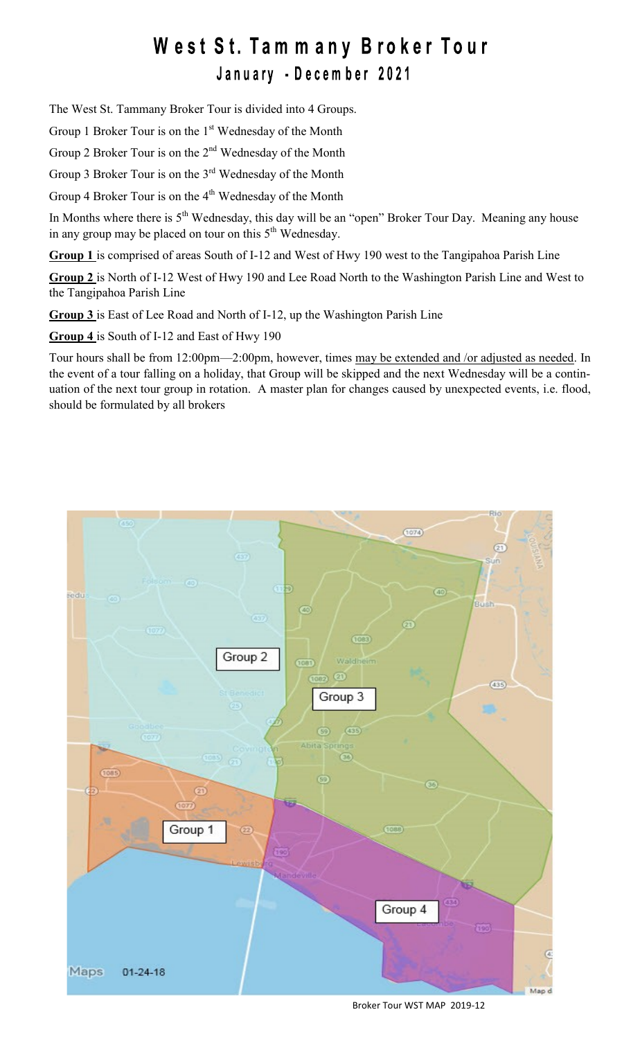# West St. Tammany Broker Tour

## January - December 2021

The West St. Tammany Broker Tour is divided into 4 Groups.

Group 1 Broker Tour is on the 1st Wednesday of the Month

Group 2 Broker Tour is on the 2nd Wednesday of the Month

Group 3 Broker Tour is on the 3rd Wednesday of the Month

Group 4 Broker Tour is on the 4th Wednesday of the Month

In Months where there is 5th Wednesday, this day will be an "open" Broker Tour Day. Meaning any house in any group may be placed on tour on this 5th Wednesday.

**Group 1** is comprised of areas South of I-12 and West of Hwy 190 west to the Tangipahoa Parish Line

**Group 2** is North of I-12 West of Hwy 190 and Lee Road North to the Washington Parish Line and West to the Tangipahoa Parish Line

**Group 3** is East of Lee Road and North of I-12, up the Washington Parish Line

**Group 4** is South of I-12 and East of Hwy 190

Tour hours shall be from 12:00pm—2:00pm, however, times may be extended and /or adjusted as needed. In the event of a tour falling on a holiday, that Group will be skipped and the next Wednesday will be a continuation of the next tour group in rotation. A master plan for changes caused by unexpected events, i.e. flood, should be formulated by all brokers

Broker Tour WST MAP 2019-12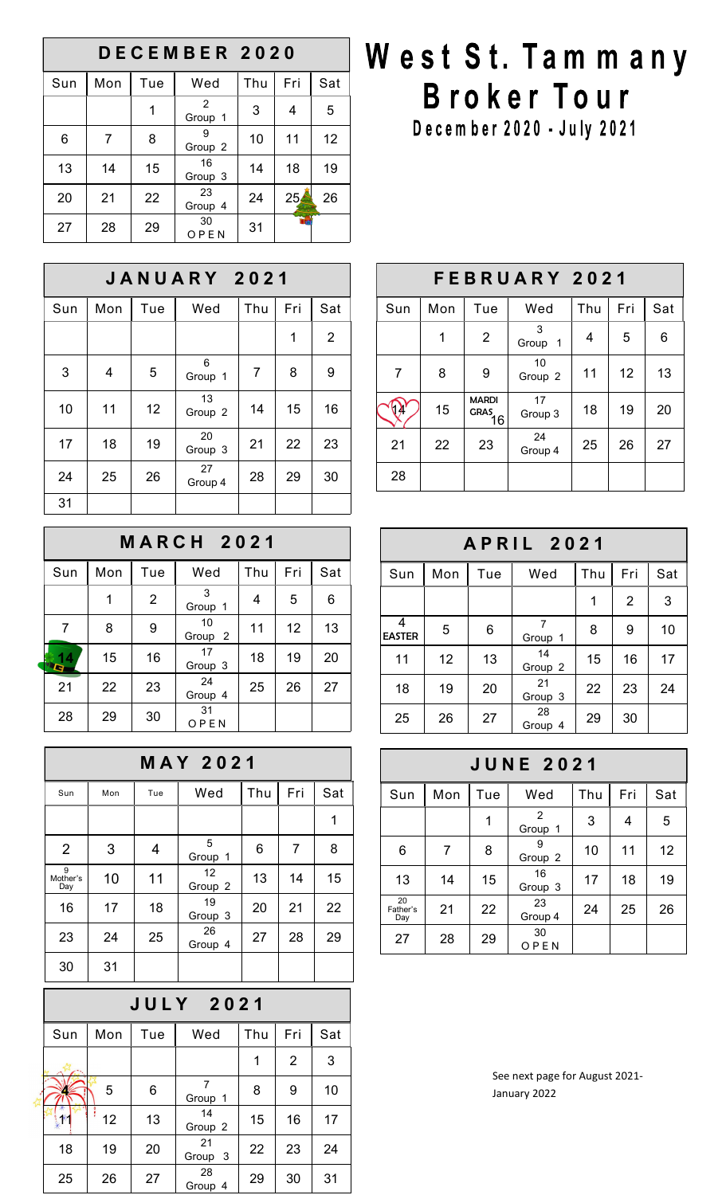# West St. Tammany Broker Tour

## December 2020 - July 2021

| DECEMBER 2020 | | | | | | |
|---|---|---|---|---|---|---|
| Sun | Mon | Tue | Wed | Thu | Fri | Sat |
| | | 1 | 2 Group 1 | 3 | 4 | 5 |
| 6 | 7 | 8 | 9 Group 2 | 10 | 11 | 12 |
| 13 | 14 | 15 | 16 Group 3 | 14 | 18 | 19 |
| 20 | 21 | 22 | 23 Group 4 | 24 | 25 | 26 |
| 27 | 28 | 29 | 30 OPEN | 31 | | |

| JANUARY 2021 | | | | | | |
|---|---|---|---|---|---|---|
| Sun | Mon | Tue | Wed | Thu | Fri | Sat |
| | | | | | 1 | 2 |
| 3 | 4 | 5 | 6 Group 1 | 7 | 8 | 9 |
| 10 | 11 | 12 | 13 Group 2 | 14 | 15 | 16 |
| 17 | 18 | 19 | 20 Group 3 | 21 | 22 | 23 |
| 24 | 25 | 26 | 27 Group 4 | 28 | 29 | 30 |
| 31 | | | | | | |

| FEBRUARY 2021 | | | | | | |
|---|---|---|---|---|---|---|
| Sun | Mon | Tue | Wed | Thu | Fri | Sat |
| | 1 | 2 | 3 Group 1 | 4 | 5 | 6 |
| 7 | 8 | 9 | 10 Group 2 | 11 | 12 | 13 |
| 14 | 15 | MARDI GRAS 16 | 17 Group 3 | 18 | 19 | 20 |
| 21 | 22 | 23 | 24 Group 4 | 25 | 26 | 27 |
| 28 | | | | | | |

| MARCH 2021 | | | | | | |
|---|---|---|---|---|---|---|
| Sun | Mon | Tue | Wed | Thu | Fri | Sat |
| | 1 | 2 | 3 Group 1 | 4 | 5 | 6 |
| 7 | 8 | 9 | 10 Group 2 | 11 | 12 | 13 |
| 14 | 15 | 16 | 17 Group 3 | 18 | 19 | 20 |
| 21 | 22 | 23 | 24 Group 4 | 25 | 26 | 27 |
| 28 | 29 | 30 | 31 OPEN | | | |

| APRIL 2021 | | | | | | |
|---|---|---|---|---|---|---|
| Sun | Mon | Tue | Wed | Thu | Fri | Sat |
| | | | | 1 | 2 | 3 |
| 4 EASTER | 5 | 6 | 7 Group 1 | 8 | 9 | 10 |
| 11 | 12 | 13 | 14 Group 2 | 15 | 16 | 17 |
| 18 | 19 | 20 | 21 Group 3 | 22 | 23 | 24 |
| 25 | 26 | 27 | 28 Group 4 | 29 | 30 | |

| MAY 2021 | | | | | | |
|---|---|---|---|---|---|---|
| Sun | Mon | Tue | Wed | Thu | Fri | Sat |
| | | | | | | 1 |
| 2 | 3 | 4 | 5 Group 1 | 6 | 7 | 8 |
| 9 Mother's Day | 10 | 11 | 12 Group 2 | 13 | 14 | 15 |
| 16 | 17 | 18 | 19 Group 3 | 20 | 21 | 22 |
| 23 | 24 | 25 | 26 Group 4 | 27 | 28 | 29 |
| 30 | 31 | | | | | |

| JUNE 2021 | | | | | | |
|---|---|---|---|---|---|---|
| Sun | Mon | Tue | Wed | Thu | Fri | Sat |
| | | 1 | 2 Group 1 | 3 | 4 | 5 |
| 6 | 7 | 8 | 9 Group 2 | 10 | 11 | 12 |
| 13 | 14 | 15 | 16 Group 3 | 17 | 18 | 19 |
| 20 Father's Day | 21 | 22 | 23 Group 4 | 24 | 25 | 26 |
| 27 | 28 | 29 | 30 OPEN | | | |

| JULY 2021 | | | | | | |
|---|---|---|---|---|---|---|
| Sun | Mon | Tue | Wed | Thu | Fri | Sat |
| | | | | 1 | 2 | 3 |
| 4 | 5 | 6 | 7 Group 1 | 8 | 9 | 10 |
| 11 | 12 | 13 | 14 Group 2 | 15 | 16 | 17 |
| 18 | 19 | 20 | 21 Group 3 | 22 | 23 | 24 |
| 25 | 26 | 27 | 28 Group 4 | 29 | 30 | 31 |

See next page for August 2021-January 2022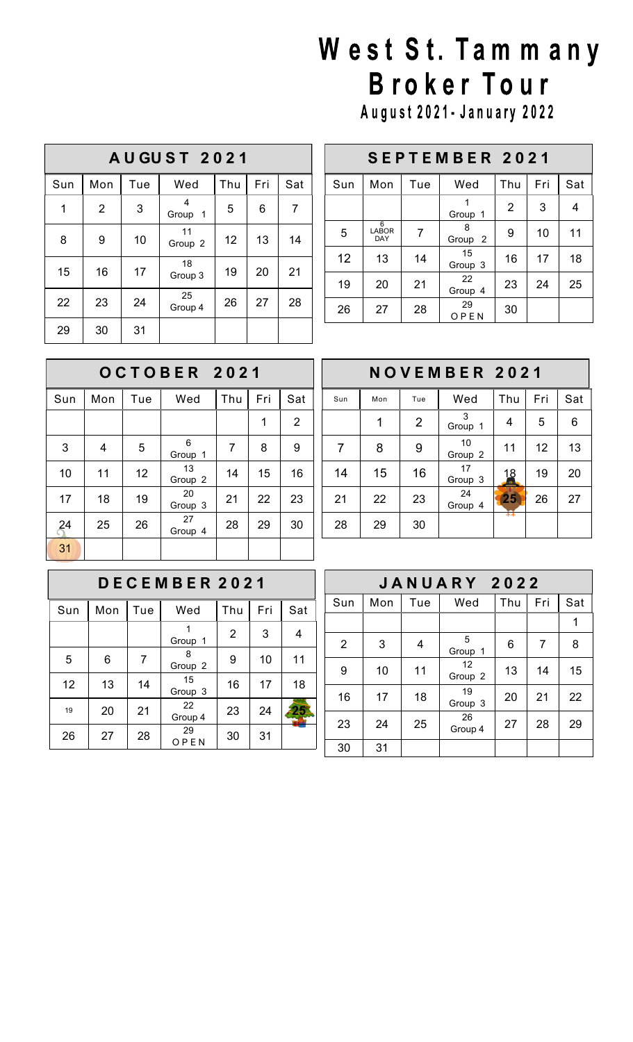# West St. Tammany Broker Tour

### August 2021 - January 2022

## AUGUST 2021

| Sun | Mon | Tue | Wed | Thu | Fri | Sat |
|---|---|---|---|---|---|---|
| 1 | 2 | 3 | 4 Group 1 | 5 | 6 | 7 |
| 8 | 9 | 10 | 11 Group 2 | 12 | 13 | 14 |
| 15 | 16 | 17 | 18 Group 3 | 19 | 20 | 21 |
| 22 | 23 | 24 | 25 Group 4 | 26 | 27 | 28 |
| 29 | 30 | 31 | | | | |

## SEPTEMBER 2021

| Sun | Mon | Tue | Wed | Thu | Fri | Sat |
|---|---|---|---|---|---|---|
| | | | 1 Group 1 | 2 | 3 | 4 |
| 5 | 6 LABOR DAY | 7 | 8 Group 2 | 9 | 10 | 11 |
| 12 | 13 | 14 | 15 Group 3 | 16 | 17 | 18 |
| 19 | 20 | 21 | 22 Group 4 | 23 | 24 | 25 |
| 26 | 27 | 28 | 29 OPEN | 30 | | |

## OCTOBER 2021

| Sun | Mon | Tue | Wed | Thu | Fri | Sat |
|---|---|---|---|---|---|---|
| | | | | | 1 | 2 |
| 3 | 4 | 5 | 6 Group 1 | 7 | 8 | 9 |
| 10 | 11 | 12 | 13 Group 2 | 14 | 15 | 16 |
| 17 | 18 | 19 | 20 Group 3 | 21 | 22 | 23 |
| 24 | 25 | 26 | 27 Group 4 | 28 | 29 | 30 |
| 31 | | | | | | |

## NOVEMBER 2021

| Sun | Mon | Tue | Wed | Thu | Fri | Sat |
|---|---|---|---|---|---|---|
| | 1 | 2 | 3 Group 1 | 4 | 5 | 6 |
| 7 | 8 | 9 | 10 Group 2 | 11 | 12 | 13 |
| 14 | 15 | 16 | 17 Group 3 | 18 | 19 | 20 |
| 21 | 22 | 23 | 24 Group 4 | 25 | 26 | 27 |
| 28 | 29 | 30 | | | | |

## DECEMBER 2021

| Sun | Mon | Tue | Wed | Thu | Fri | Sat |
|---|---|---|---|---|---|---|
| | | | 1 Group 1 | 2 | 3 | 4 |
| 5 | 6 | 7 | 8 Group 2 | 9 | 10 | 11 |
| 12 | 13 | 14 | 15 Group 3 | 16 | 17 | 18 |
| 19 | 20 | 21 | 22 Group 4 | 23 | 24 | 25 |
| 26 | 27 | 28 | 29 OPEN | 30 | 31 | |

## JANUARY 2022

| Sun | Mon | Tue | Wed | Thu | Fri | Sat |
|---|---|---|---|---|---|---|
| | | | | | | 1 |
| 2 | 3 | 4 | 5 Group 1 | 6 | 7 | 8 |
| 9 | 10 | 11 | 12 Group 2 | 13 | 14 | 15 |
| 16 | 17 | 18 | 19 Group 3 | 20 | 21 | 22 |
| 23 | 24 | 25 | 26 Group 4 | 27 | 28 | 29 |
| 30 | 31 | | | | | |